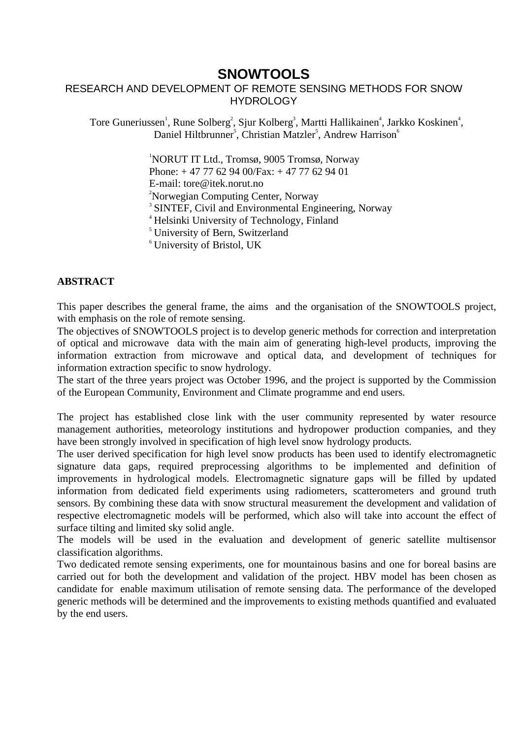# SNOWTOOLS

## RESEARCH AND DEVELOPMENT OF REMOTE SENSING METHODS FOR SNOW HYDROLOGY

Tore Guneriussen[1], Rune Solberg[2], Sjur Kolberg[3], Martti Hallikainen[4], Jarkko Koskinen[4], Daniel Hiltbrunner[5], Christian Matzler[5], Andrew Harrison[6]

[1]NORUT IT Ltd., Tromsø, 9005 Tromsø, Norway
Phone: + 47 77 62 94 00/Fax: + 47 77 62 94 01
E-mail: tore@itek.norut.no
[2]Norwegian Computing Center, Norway
[3] SINTEF, Civil and Environmental Engineering, Norway
[4] Helsinki University of Technology, Finland
[5] University of Bern, Switzerland
[6] University of Bristol, UK

**ABSTRACT**

This paper describes the general frame, the aims and the organisation of the SNOWTOOLS project, with emphasis on the role of remote sensing.
The objectives of SNOWTOOLS project is to develop generic methods for correction and interpretation of optical and microwave data with the main aim of generating high-level products, improving the information extraction from microwave and optical data, and development of techniques for information extraction specific to snow hydrology.
The start of the three years project was October 1996, and the project is supported by the Commission of the European Community, Environment and Climate programme and end users.

The project has established close link with the user community represented by water resource management authorities, meteorology institutions and hydropower production companies, and they have been strongly involved in specification of high level snow hydrology products.
The user derived specification for high level snow products has been used to identify electromagnetic signature data gaps, required preprocessing algorithms to be implemented and definition of improvements in hydrological models. Electromagnetic signature gaps will be filled by updated information from dedicated field experiments using radiometers, scatterometers and ground truth sensors. By combining these data with snow structural measurement the development and validation of respective electromagnetic models will be performed, which also will take into account the effect of surface tilting and limited sky solid angle.
The models will be used in the evaluation and development of generic satellite multisensor classification algorithms.
Two dedicated remote sensing experiments, one for mountainous basins and one for boreal basins are carried out for both the development and validation of the project. HBV model has been chosen as candidate for enable maximum utilisation of remote sensing data. The performance of the developed generic methods will be determined and the improvements to existing methods quantified and evaluated by the end users.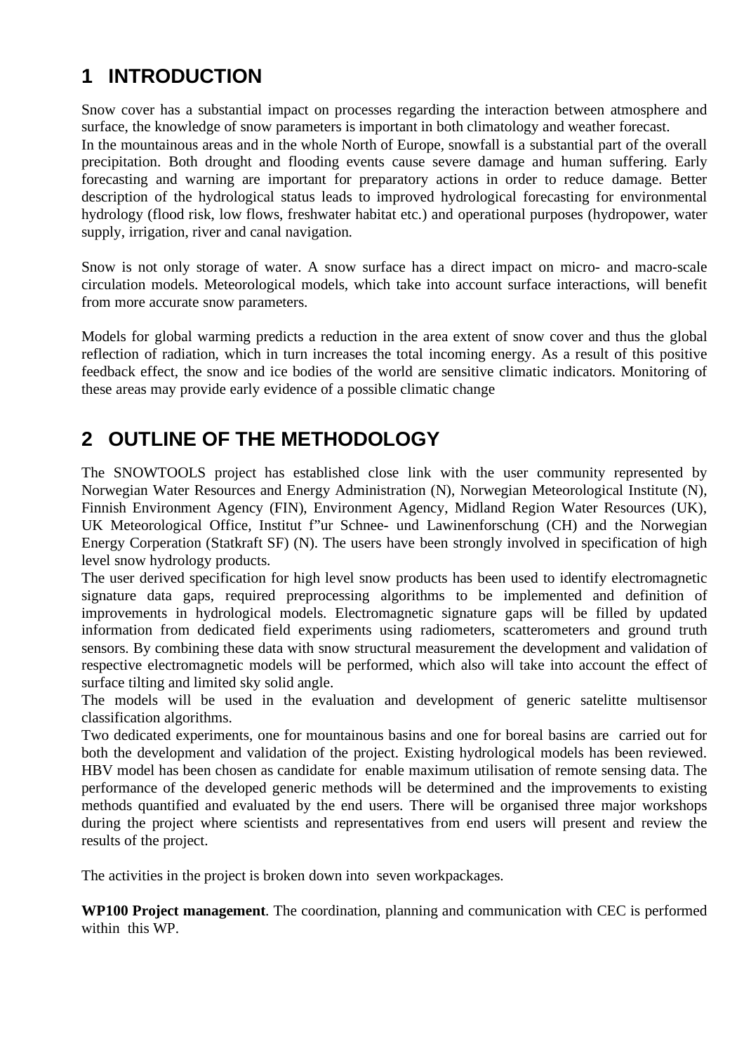# 1 INTRODUCTION

Snow cover has a substantial impact on processes regarding the interaction between atmosphere and surface, the knowledge of snow parameters is important in both climatology and weather forecast.

In the mountainous areas and in the whole North of Europe, snowfall is a substantial part of the overall precipitation. Both drought and flooding events cause severe damage and human suffering. Early forecasting and warning are important for preparatory actions in order to reduce damage. Better description of the hydrological status leads to improved hydrological forecasting for environmental hydrology (flood risk, low flows, freshwater habitat etc.) and operational purposes (hydropower, water supply, irrigation, river and canal navigation.

Snow is not only storage of water. A snow surface has a direct impact on micro- and macro-scale circulation models. Meteorological models, which take into account surface interactions, will benefit from more accurate snow parameters.

Models for global warming predicts a reduction in the area extent of snow cover and thus the global reflection of radiation, which in turn increases the total incoming energy. As a result of this positive feedback effect, the snow and ice bodies of the world are sensitive climatic indicators. Monitoring of these areas may provide early evidence of a possible climatic change

# 2 OUTLINE OF THE METHODOLOGY

The SNOWTOOLS project has established close link with the user community represented by Norwegian Water Resources and Energy Administration (N), Norwegian Meteorological Institute (N), Finnish Environment Agency (FIN), Environment Agency, Midland Region Water Resources (UK), UK Meteorological Office, Institut f"ur Schnee- und Lawinenforschung (CH) and the Norwegian Energy Corperation (Statkraft SF) (N). The users have been strongly involved in specification of high level snow hydrology products.

The user derived specification for high level snow products has been used to identify electromagnetic signature data gaps, required preprocessing algorithms to be implemented and definition of improvements in hydrological models. Electromagnetic signature gaps will be filled by updated information from dedicated field experiments using radiometers, scatterometers and ground truth sensors. By combining these data with snow structural measurement the development and validation of respective electromagnetic models will be performed, which also will take into account the effect of surface tilting and limited sky solid angle.

The models will be used in the evaluation and development of generic satelitte multisensor classification algorithms.

Two dedicated experiments, one for mountainous basins and one for boreal basins are carried out for both the development and validation of the project. Existing hydrological models has been reviewed. HBV model has been chosen as candidate for enable maximum utilisation of remote sensing data. The performance of the developed generic methods will be determined and the improvements to existing methods quantified and evaluated by the end users. There will be organised three major workshops during the project where scientists and representatives from end users will present and review the results of the project.

The activities in the project is broken down into seven workpackages.

**WP100 Project management**. The coordination, planning and communication with CEC is performed within this WP.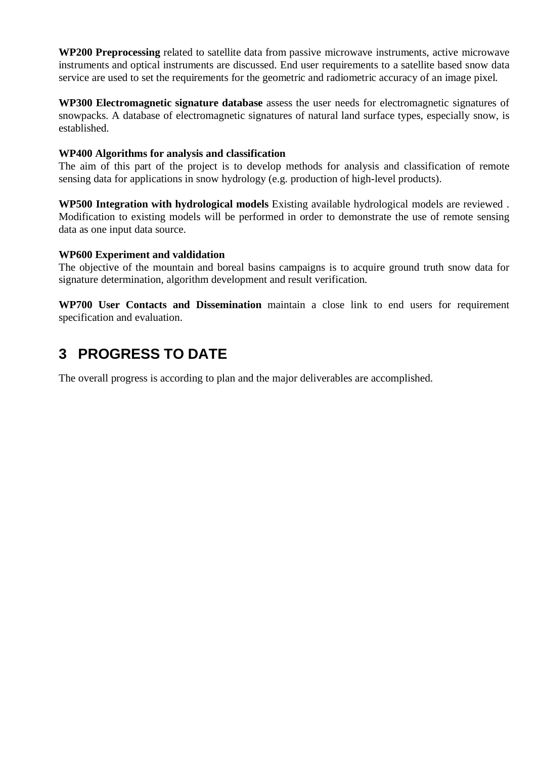**WP200 Preprocessing** related to satellite data from passive microwave instruments, active microwave instruments and optical instruments are discussed. End user requirements to a satellite based snow data service are used to set the requirements for the geometric and radiometric accuracy of an image pixel.

**WP300 Electromagnetic signature database** assess the user needs for electromagnetic signatures of snowpacks. A database of electromagnetic signatures of natural land surface types, especially snow, is established.

**WP400 Algorithms for analysis and classification**
The aim of this part of the project is to develop methods for analysis and classification of remote sensing data for applications in snow hydrology (e.g. production of high-level products).

**WP500 Integration with hydrological models** Existing available hydrological models are reviewed . Modification to existing models will be performed in order to demonstrate the use of remote sensing data as one input data source.

**WP600 Experiment and valdidation**
The objective of the mountain and boreal basins campaigns is to acquire ground truth snow data for signature determination, algorithm development and result verification.

**WP700 User Contacts and Dissemination** maintain a close link to end users for requirement specification and evaluation.

# 3 PROGRESS TO DATE

The overall progress is according to plan and the major deliverables are accomplished.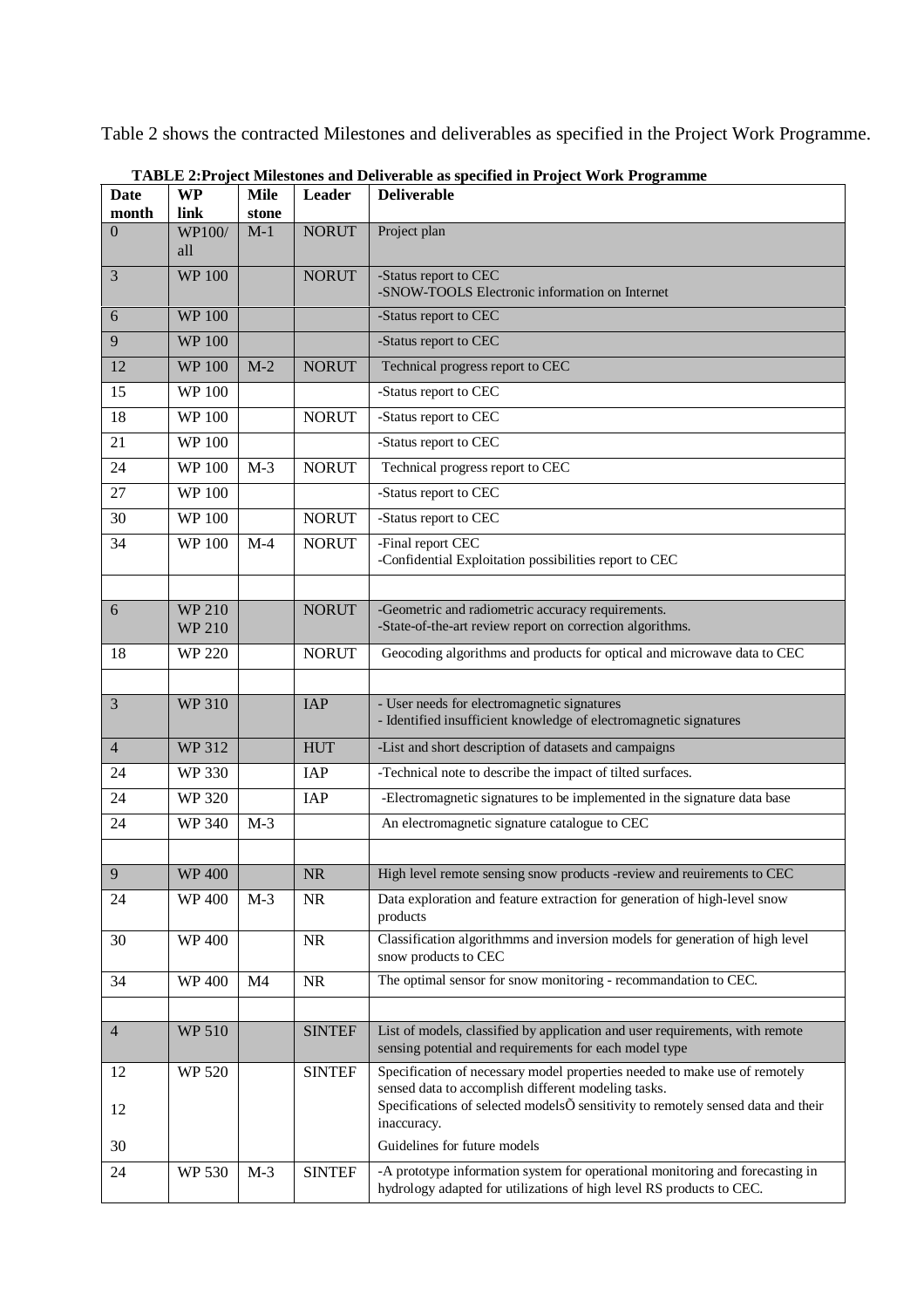Table 2 shows the contracted Milestones and deliverables as specified in the Project Work Programme.

**TABLE 2:Project Milestones and Deliverable as specified in Project Work Programme**

| Date month | WP link | Mile stone | Leader | Deliverable |
|---|---|---|---|---|
| 0 | WP100/ all | M-1 | NORUT | Project plan |
| 3 | WP 100 | | NORUT | -Status report to CEC<br>-SNOW-TOOLS Electronic information on Internet |
| 6 | WP 100 | | | -Status report to CEC |
| 9 | WP 100 | | | -Status report to CEC |
| 12 | WP 100 | M-2 | NORUT | Technical progress report to CEC |
| 15 | WP 100 | | | -Status report to CEC |
| 18 | WP 100 | | NORUT | -Status report to CEC |
| 21 | WP 100 | | | -Status report to CEC |
| 24 | WP 100 | M-3 | NORUT | Technical progress report to CEC |
| 27 | WP 100 | | | -Status report to CEC |
| 30 | WP 100 | | NORUT | -Status report to CEC |
| 34 | WP 100 | M-4 | NORUT | -Final report CEC<br>-Confidential Exploitation possibilities report to CEC |
| | | | | |
| 6 | WP 210<br>WP 210 | | NORUT | -Geometric and radiometric accuracy requirements.<br>-State-of-the-art review report on correction algorithms. |
| 18 | WP 220 | | NORUT | Geocoding algorithms and products for optical and microwave data to CEC |
| | | | | |
| 3 | WP 310 | | IAP | - User needs for electromagnetic signatures<br>- Identified insufficient knowledge of electromagnetic signatures |
| 4 | WP 312 | | HUT | -List and short description of datasets and campaigns |
| 24 | WP 330 | | IAP | -Technical note to describe the impact of tilted surfaces. |
| 24 | WP 320 | | IAP | -Electromagnetic signatures to be implemented in the signature data base |
| 24 | WP 340 | M-3 | | An electromagnetic signature catalogue to CEC |
| | | | | |
| 9 | WP 400 | | NR | High level remote sensing snow products -review and reuirements to CEC |
| 24 | WP 400 | M-3 | NR | Data exploration and feature extraction for generation of high-level snow products |
| 30 | WP 400 | | NR | Classification algorithmms and inversion models for generation of high level snow products to CEC |
| 34 | WP 400 | M4 | NR | The optimal sensor for snow monitoring - recommandation to CEC. |
| | | | | |
| 4 | WP 510 | | SINTEF | List of models, classified by application and user requirements, with remote sensing potential and requirements for each model type |
| 12<br><br>12<br><br>30 | WP 520 | | SINTEF | Specification of necessary model properties needed to make use of remotely sensed data to accomplish different modeling tasks.<br>Specifications of selected modelsÕ sensitivity to remotely sensed data and their inaccuracy.<br>Guidelines for future models |
| 24 | WP 530 | M-3 | SINTEF | -A prototype information system for operational monitoring and forecasting in hydrology adapted for utilizations of high level RS products to CEC. |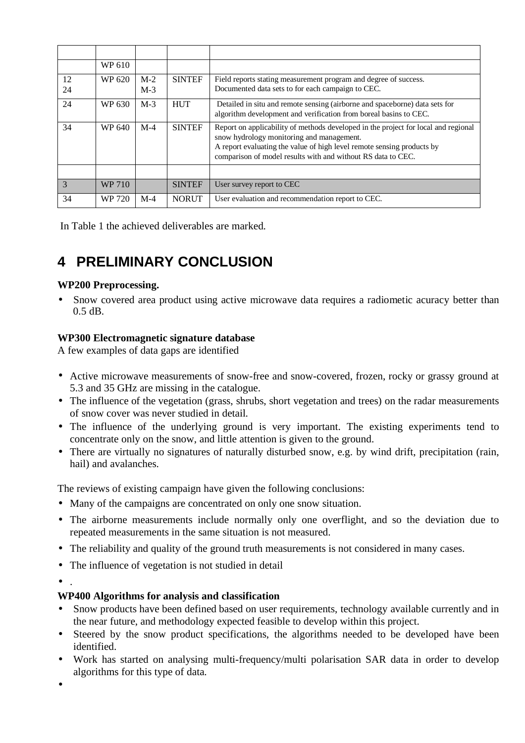| | | | | |
|---|---|---|---|---|
| | WP 610 | | | |
| 12<br>24 | WP 620 | M-2<br>M-3 | SINTEF | Field reports stating measurement program and degree of success.<br>Documented data sets to for each campaign to CEC. |
| 24 | WP 630 | M-3 | HUT | Detailed in situ and remote sensing (airborne and spaceborne) data sets for algorithm development and verification from boreal basins to CEC. |
| 34 | WP 640 | M-4 | SINTEF | Report on applicability of methods developed in the project for local and regional snow hydrology monitoring and management.<br>A report evaluating the value of high level remote sensing products by comparison of model results with and without RS data to CEC. |
| | | | | |
| 3 | WP 710 | | SINTEF | User survey report to CEC |
| 34 | WP 720 | M-4 | NORUT | User evaluation and recommendation report to CEC. |

In Table 1 the achieved deliverables are marked.

# 4 PRELIMINARY CONCLUSION

**WP200 Preprocessing.**

- Snow covered area product using active microwave data requires a radiometic acuracy better than 0.5 dB.

**WP300 Electromagnetic signature database**

A few examples of data gaps are identified

- Active microwave measurements of snow-free and snow-covered, frozen, rocky or grassy ground at 5.3 and 35 GHz are missing in the catalogue.
- The influence of the vegetation (grass, shrubs, short vegetation and trees) on the radar measurements of snow cover was never studied in detail.
- The influence of the underlying ground is very important. The existing experiments tend to concentrate only on the snow, and little attention is given to the ground.
- There are virtually no signatures of naturally disturbed snow, e.g. by wind drift, precipitation (rain, hail) and avalanches.

The reviews of existing campaign have given the following conclusions:

- Many of the campaigns are concentrated on only one snow situation.
- The airborne measurements include normally only one overflight, and so the deviation due to repeated measurements in the same situation is not measured.
- The reliability and quality of the ground truth measurements is not considered in many cases.
- The influence of vegetation is not studied in detail
- .

**WP400 Algorithms for analysis and classification**

- Snow products have been defined based on user requirements, technology available currently and in the near future, and methodology expected feasible to develop within this project.
- Steered by the snow product specifications, the algorithms needed to be developed have been identified.
- Work has started on analysing multi-frequency/multi polarisation SAR data in order to develop algorithms for this type of data.
-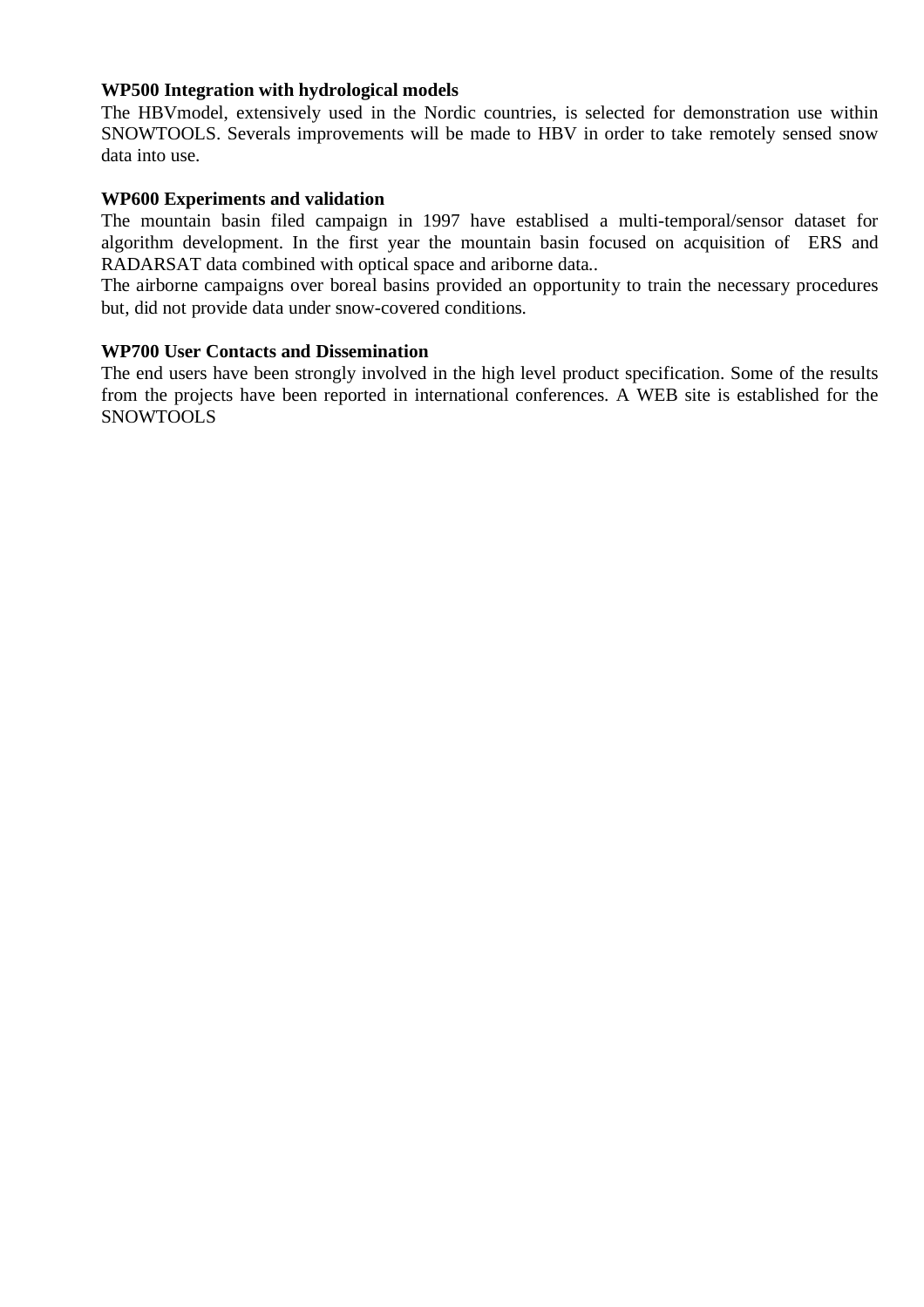**WP500 Integration with hydrological models**

The HBVmodel, extensively used in the Nordic countries, is selected for demonstration use within SNOWTOOLS. Severals improvements will be made to HBV in order to take remotely sensed snow data into use.

**WP600 Experiments and validation**

The mountain basin filed campaign in 1997 have establised a multi-temporal/sensor dataset for algorithm development. In the first year the mountain basin focused on acquisition of ERS and RADARSAT data combined with optical space and ariborne data..

The airborne campaigns over boreal basins provided an opportunity to train the necessary procedures but, did not provide data under snow-covered conditions.

**WP700 User Contacts and Dissemination**

The end users have been strongly involved in the high level product specification. Some of the results from the projects have been reported in international conferences. A WEB site is established for the SNOWTOOLS